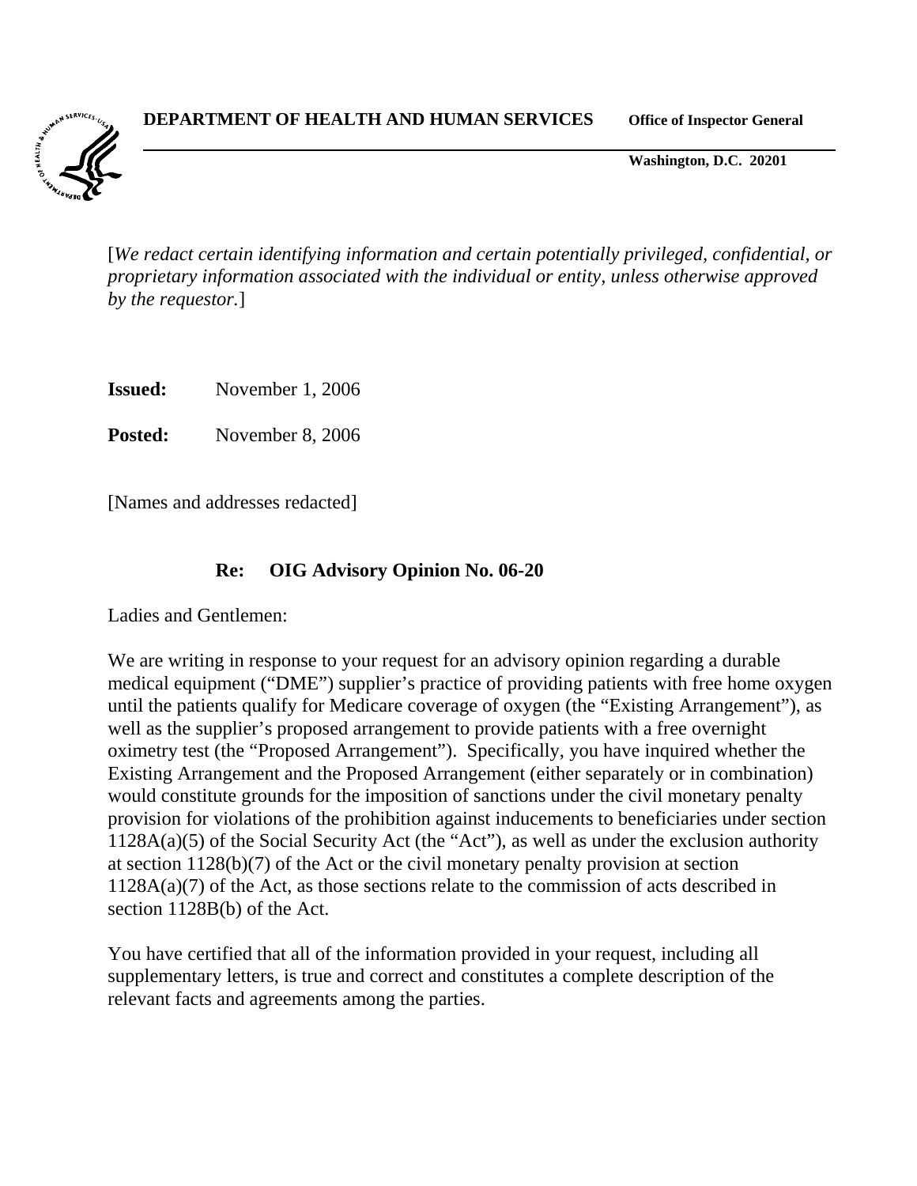**DEPARTMENT OF HEALTH AND HUMAN SERVICES** **Office of Inspector General**

**Washington, D.C. 20201**

[*We redact certain identifying information and certain potentially privileged, confidential, or proprietary information associated with the individual or entity, unless otherwise approved by the requestor.*]

**Issued:** November 1, 2006

**Posted:** November 8, 2006

[Names and addresses redacted]

**Re: OIG Advisory Opinion No. 06-20**

Ladies and Gentlemen:

We are writing in response to your request for an advisory opinion regarding a durable medical equipment ("DME") supplier's practice of providing patients with free home oxygen until the patients qualify for Medicare coverage of oxygen (the "Existing Arrangement"), as well as the supplier's proposed arrangement to provide patients with a free overnight oximetry test (the "Proposed Arrangement"). Specifically, you have inquired whether the Existing Arrangement and the Proposed Arrangement (either separately or in combination) would constitute grounds for the imposition of sanctions under the civil monetary penalty provision for violations of the prohibition against inducements to beneficiaries under section 1128A(a)(5) of the Social Security Act (the "Act"), as well as under the exclusion authority at section 1128(b)(7) of the Act or the civil monetary penalty provision at section 1128A(a)(7) of the Act, as those sections relate to the commission of acts described in section 1128B(b) of the Act.

You have certified that all of the information provided in your request, including all supplementary letters, is true and correct and constitutes a complete description of the relevant facts and agreements among the parties.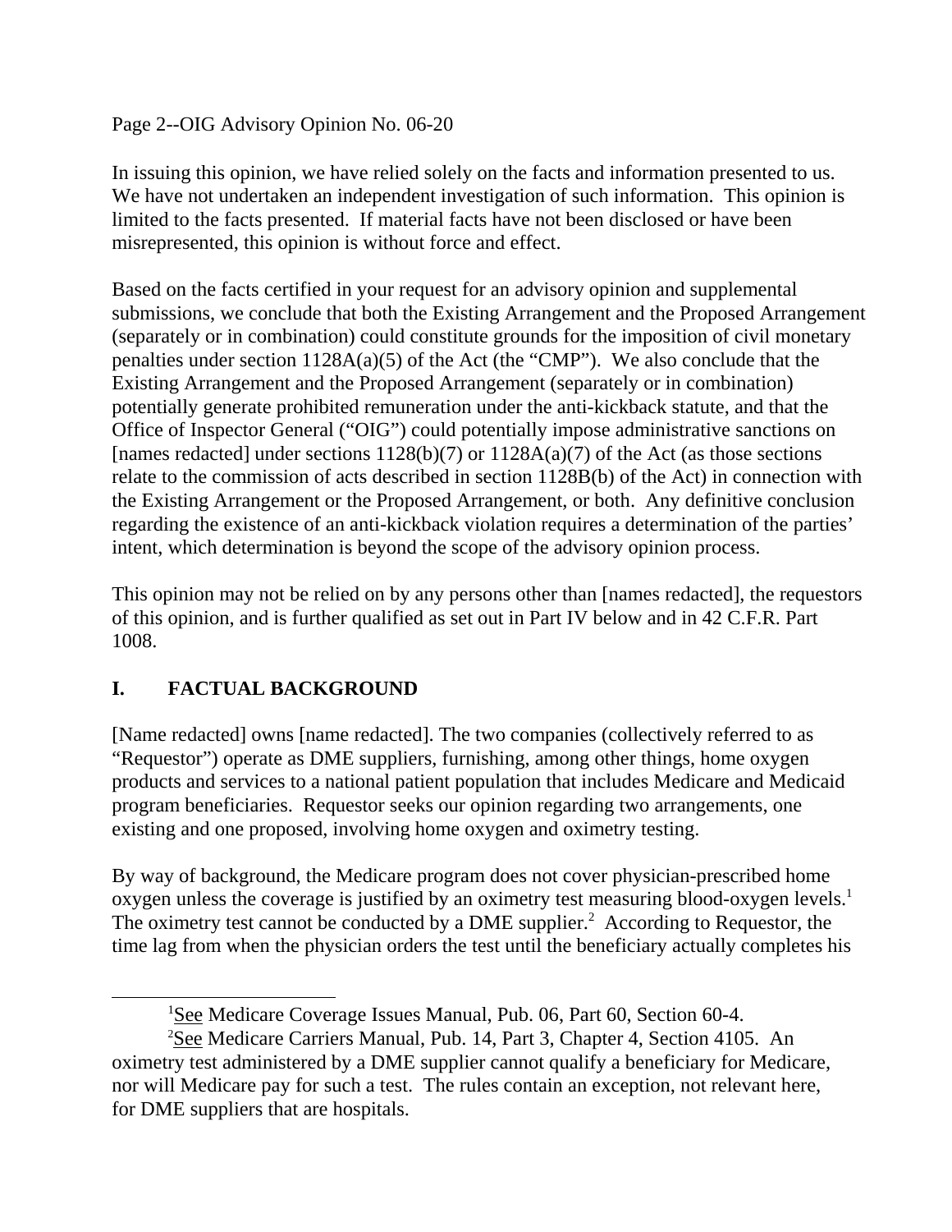In issuing this opinion, we have relied solely on the facts and information presented to us. We have not undertaken an independent investigation of such information. This opinion is limited to the facts presented. If material facts have not been disclosed or have been misrepresented, this opinion is without force and effect.

Based on the facts certified in your request for an advisory opinion and supplemental submissions, we conclude that both the Existing Arrangement and the Proposed Arrangement (separately or in combination) could constitute grounds for the imposition of civil monetary penalties under section 1128A(a)(5) of the Act (the "CMP"). We also conclude that the Existing Arrangement and the Proposed Arrangement (separately or in combination) potentially generate prohibited remuneration under the anti-kickback statute, and that the Office of Inspector General ("OIG") could potentially impose administrative sanctions on [names redacted] under sections 1128(b)(7) or 1128A(a)(7) of the Act (as those sections relate to the commission of acts described in section 1128B(b) of the Act) in connection with the Existing Arrangement or the Proposed Arrangement, or both. Any definitive conclusion regarding the existence of an anti-kickback violation requires a determination of the parties' intent, which determination is beyond the scope of the advisory opinion process.

This opinion may not be relied on by any persons other than [names redacted], the requestors of this opinion, and is further qualified as set out in Part IV below and in 42 C.F.R. Part 1008.

## I. FACTUAL BACKGROUND

[Name redacted] owns [name redacted]. The two companies (collectively referred to as "Requestor") operate as DME suppliers, furnishing, among other things, home oxygen products and services to a national patient population that includes Medicare and Medicaid program beneficiaries. Requestor seeks our opinion regarding two arrangements, one existing and one proposed, involving home oxygen and oximetry testing.

By way of background, the Medicare program does not cover physician-prescribed home oxygen unless the coverage is justified by an oximetry test measuring blood-oxygen levels.[1] The oximetry test cannot be conducted by a DME supplier.[2] According to Requestor, the time lag from when the physician orders the test until the beneficiary actually completes his

---

[1] See Medicare Coverage Issues Manual, Pub. 06, Part 60, Section 60-4.

[2] See Medicare Carriers Manual, Pub. 14, Part 3, Chapter 4, Section 4105. An oximetry test administered by a DME supplier cannot qualify a beneficiary for Medicare, nor will Medicare pay for such a test. The rules contain an exception, not relevant here, for DME suppliers that are hospitals.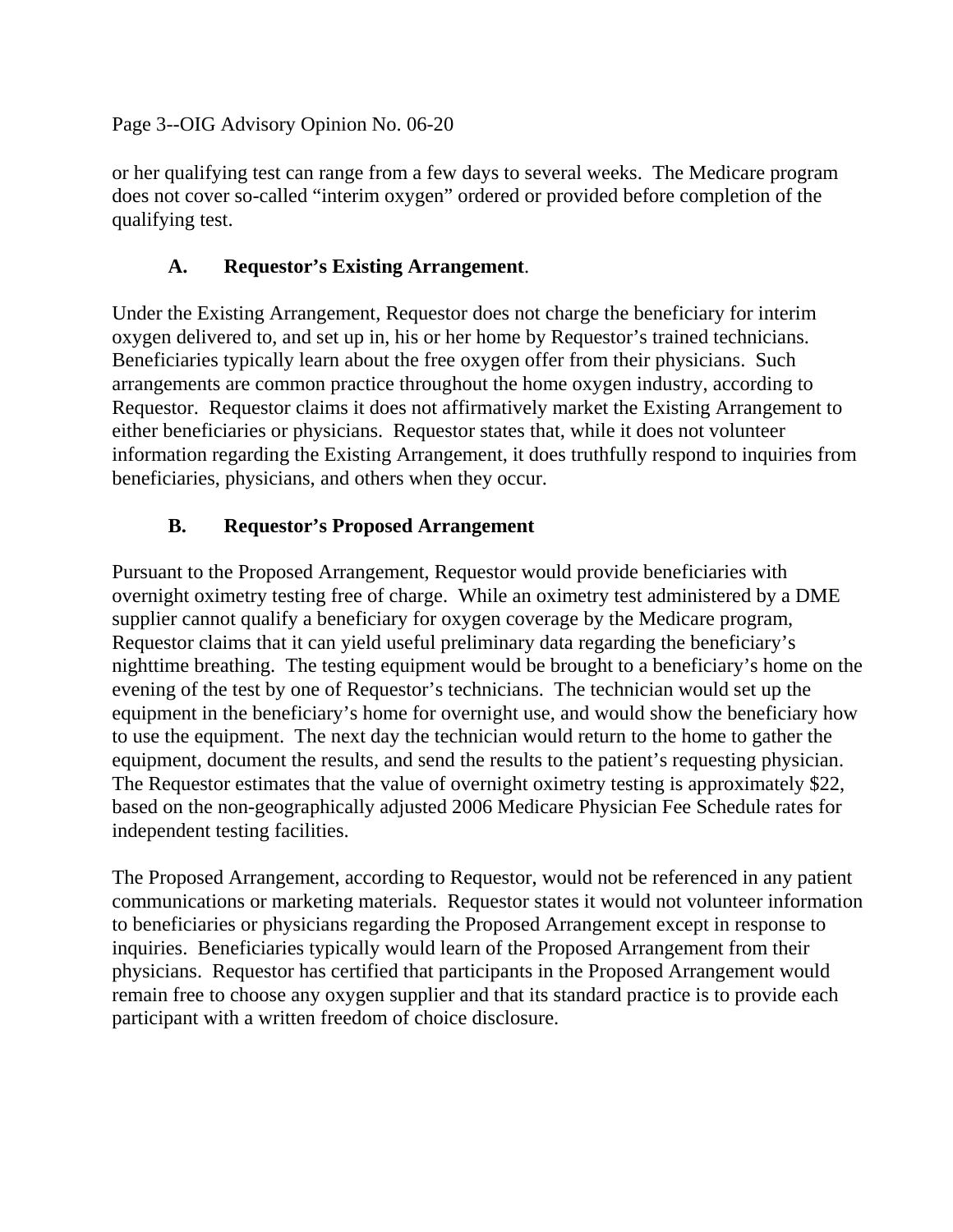or her qualifying test can range from a few days to several weeks. The Medicare program does not cover so-called "interim oxygen" ordered or provided before completion of the qualifying test.

### A. Requestor's Existing Arrangement.

Under the Existing Arrangement, Requestor does not charge the beneficiary for interim oxygen delivered to, and set up in, his or her home by Requestor's trained technicians. Beneficiaries typically learn about the free oxygen offer from their physicians. Such arrangements are common practice throughout the home oxygen industry, according to Requestor. Requestor claims it does not affirmatively market the Existing Arrangement to either beneficiaries or physicians. Requestor states that, while it does not volunteer information regarding the Existing Arrangement, it does truthfully respond to inquiries from beneficiaries, physicians, and others when they occur.

### B. Requestor's Proposed Arrangement

Pursuant to the Proposed Arrangement, Requestor would provide beneficiaries with overnight oximetry testing free of charge. While an oximetry test administered by a DME supplier cannot qualify a beneficiary for oxygen coverage by the Medicare program, Requestor claims that it can yield useful preliminary data regarding the beneficiary's nighttime breathing. The testing equipment would be brought to a beneficiary's home on the evening of the test by one of Requestor's technicians. The technician would set up the equipment in the beneficiary's home for overnight use, and would show the beneficiary how to use the equipment. The next day the technician would return to the home to gather the equipment, document the results, and send the results to the patient's requesting physician. The Requestor estimates that the value of overnight oximetry testing is approximately $22, based on the non-geographically adjusted 2006 Medicare Physician Fee Schedule rates for independent testing facilities.

The Proposed Arrangement, according to Requestor, would not be referenced in any patient communications or marketing materials. Requestor states it would not volunteer information to beneficiaries or physicians regarding the Proposed Arrangement except in response to inquiries. Beneficiaries typically would learn of the Proposed Arrangement from their physicians. Requestor has certified that participants in the Proposed Arrangement would remain free to choose any oxygen supplier and that its standard practice is to provide each participant with a written freedom of choice disclosure.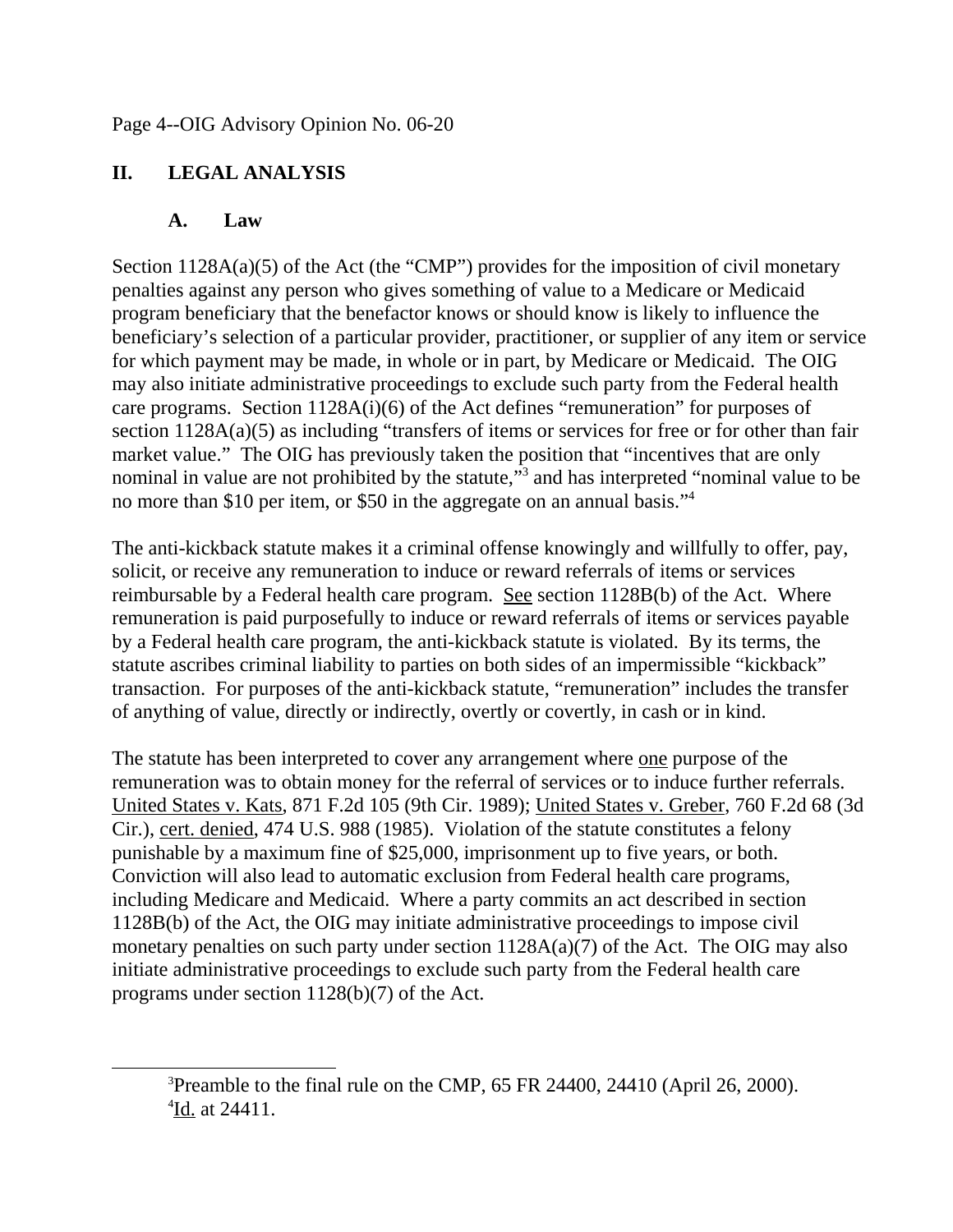## II. LEGAL ANALYSIS

### A. Law

Section 1128A(a)(5) of the Act (the "CMP") provides for the imposition of civil monetary penalties against any person who gives something of value to a Medicare or Medicaid program beneficiary that the benefactor knows or should know is likely to influence the beneficiary's selection of a particular provider, practitioner, or supplier of any item or service for which payment may be made, in whole or in part, by Medicare or Medicaid. The OIG may also initiate administrative proceedings to exclude such party from the Federal health care programs. Section 1128A(i)(6) of the Act defines "remuneration" for purposes of section 1128A(a)(5) as including "transfers of items or services for free or for other than fair market value." The OIG has previously taken the position that "incentives that are only nominal in value are not prohibited by the statute,"[3] and has interpreted "nominal value to be no more than $10 per item, or $50 in the aggregate on an annual basis."[4]

The anti-kickback statute makes it a criminal offense knowingly and willfully to offer, pay, solicit, or receive any remuneration to induce or reward referrals of items or services reimbursable by a Federal health care program. See section 1128B(b) of the Act. Where remuneration is paid purposefully to induce or reward referrals of items or services payable by a Federal health care program, the anti-kickback statute is violated. By its terms, the statute ascribes criminal liability to parties on both sides of an impermissible "kickback" transaction. For purposes of the anti-kickback statute, "remuneration" includes the transfer of anything of value, directly or indirectly, overtly or covertly, in cash or in kind.

The statute has been interpreted to cover any arrangement where one purpose of the remuneration was to obtain money for the referral of services or to induce further referrals. United States v. Kats, 871 F.2d 105 (9th Cir. 1989); United States v. Greber, 760 F.2d 68 (3d Cir.), cert. denied, 474 U.S. 988 (1985). Violation of the statute constitutes a felony punishable by a maximum fine of $25,000, imprisonment up to five years, or both. Conviction will also lead to automatic exclusion from Federal health care programs, including Medicare and Medicaid. Where a party commits an act described in section 1128B(b) of the Act, the OIG may initiate administrative proceedings to impose civil monetary penalties on such party under section 1128A(a)(7) of the Act. The OIG may also initiate administrative proceedings to exclude such party from the Federal health care programs under section 1128(b)(7) of the Act.

---

[3] Preamble to the final rule on the CMP, 65 FR 24400, 24410 (April 26, 2000).

[4] Id. at 24411.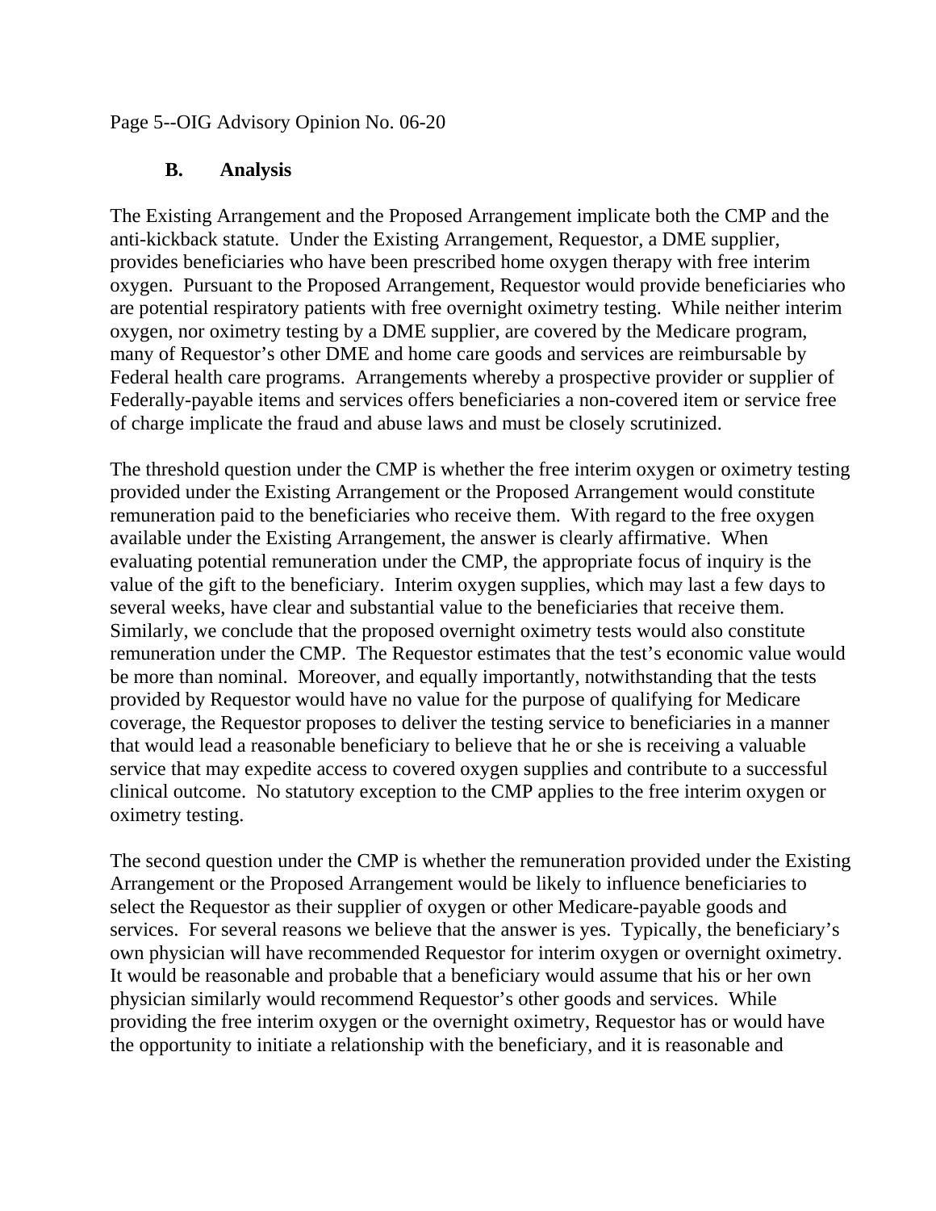### B. Analysis

The Existing Arrangement and the Proposed Arrangement implicate both the CMP and the anti-kickback statute. Under the Existing Arrangement, Requestor, a DME supplier, provides beneficiaries who have been prescribed home oxygen therapy with free interim oxygen. Pursuant to the Proposed Arrangement, Requestor would provide beneficiaries who are potential respiratory patients with free overnight oximetry testing. While neither interim oxygen, nor oximetry testing by a DME supplier, are covered by the Medicare program, many of Requestor's other DME and home care goods and services are reimbursable by Federal health care programs. Arrangements whereby a prospective provider or supplier of Federally-payable items and services offers beneficiaries a non-covered item or service free of charge implicate the fraud and abuse laws and must be closely scrutinized.

The threshold question under the CMP is whether the free interim oxygen or oximetry testing provided under the Existing Arrangement or the Proposed Arrangement would constitute remuneration paid to the beneficiaries who receive them. With regard to the free oxygen available under the Existing Arrangement, the answer is clearly affirmative. When evaluating potential remuneration under the CMP, the appropriate focus of inquiry is the value of the gift to the beneficiary. Interim oxygen supplies, which may last a few days to several weeks, have clear and substantial value to the beneficiaries that receive them. Similarly, we conclude that the proposed overnight oximetry tests would also constitute remuneration under the CMP. The Requestor estimates that the test's economic value would be more than nominal. Moreover, and equally importantly, notwithstanding that the tests provided by Requestor would have no value for the purpose of qualifying for Medicare coverage, the Requestor proposes to deliver the testing service to beneficiaries in a manner that would lead a reasonable beneficiary to believe that he or she is receiving a valuable service that may expedite access to covered oxygen supplies and contribute to a successful clinical outcome. No statutory exception to the CMP applies to the free interim oxygen or oximetry testing.

The second question under the CMP is whether the remuneration provided under the Existing Arrangement or the Proposed Arrangement would be likely to influence beneficiaries to select the Requestor as their supplier of oxygen or other Medicare-payable goods and services. For several reasons we believe that the answer is yes. Typically, the beneficiary's own physician will have recommended Requestor for interim oxygen or overnight oximetry. It would be reasonable and probable that a beneficiary would assume that his or her own physician similarly would recommend Requestor's other goods and services. While providing the free interim oxygen or the overnight oximetry, Requestor has or would have the opportunity to initiate a relationship with the beneficiary, and it is reasonable and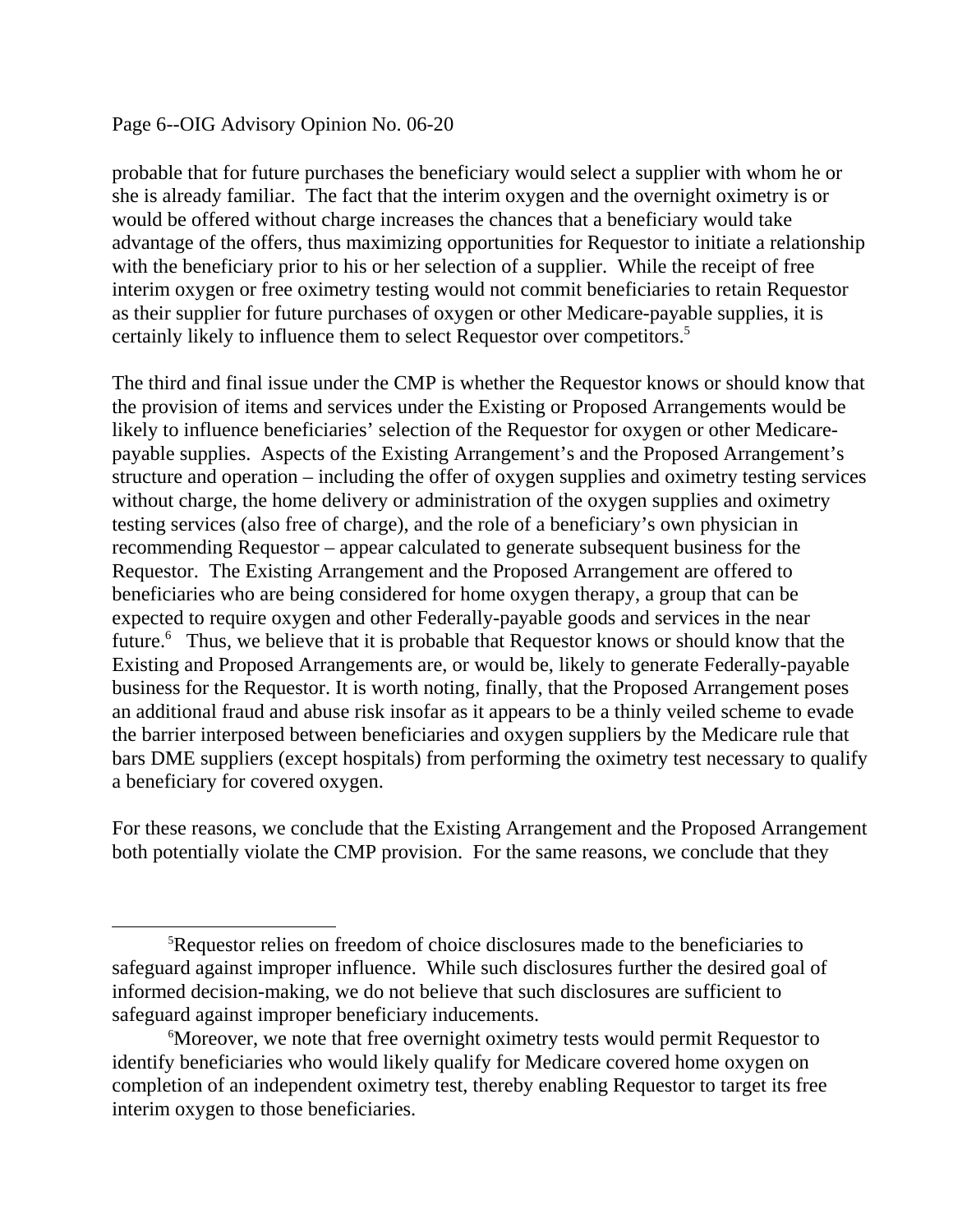probable that for future purchases the beneficiary would select a supplier with whom he or she is already familiar. The fact that the interim oxygen and the overnight oximetry is or would be offered without charge increases the chances that a beneficiary would take advantage of the offers, thus maximizing opportunities for Requestor to initiate a relationship with the beneficiary prior to his or her selection of a supplier. While the receipt of free interim oxygen or free oximetry testing would not commit beneficiaries to retain Requestor as their supplier for future purchases of oxygen or other Medicare-payable supplies, it is certainly likely to influence them to select Requestor over competitors.[5]

The third and final issue under the CMP is whether the Requestor knows or should know that the provision of items and services under the Existing or Proposed Arrangements would be likely to influence beneficiaries' selection of the Requestor for oxygen or other Medicare-payable supplies. Aspects of the Existing Arrangement's and the Proposed Arrangement's structure and operation – including the offer of oxygen supplies and oximetry testing services without charge, the home delivery or administration of the oxygen supplies and oximetry testing services (also free of charge), and the role of a beneficiary's own physician in recommending Requestor – appear calculated to generate subsequent business for the Requestor. The Existing Arrangement and the Proposed Arrangement are offered to beneficiaries who are being considered for home oxygen therapy, a group that can be expected to require oxygen and other Federally-payable goods and services in the near future.[6] Thus, we believe that it is probable that Requestor knows or should know that the Existing and Proposed Arrangements are, or would be, likely to generate Federally-payable business for the Requestor. It is worth noting, finally, that the Proposed Arrangement poses an additional fraud and abuse risk insofar as it appears to be a thinly veiled scheme to evade the barrier interposed between beneficiaries and oxygen suppliers by the Medicare rule that bars DME suppliers (except hospitals) from performing the oximetry test necessary to qualify a beneficiary for covered oxygen.

For these reasons, we conclude that the Existing Arrangement and the Proposed Arrangement both potentially violate the CMP provision. For the same reasons, we conclude that they

---

[5] Requestor relies on freedom of choice disclosures made to the beneficiaries to safeguard against improper influence. While such disclosures further the desired goal of informed decision-making, we do not believe that such disclosures are sufficient to safeguard against improper beneficiary inducements.

[6] Moreover, we note that free overnight oximetry tests would permit Requestor to identify beneficiaries who would likely qualify for Medicare covered home oxygen on completion of an independent oximetry test, thereby enabling Requestor to target its free interim oxygen to those beneficiaries.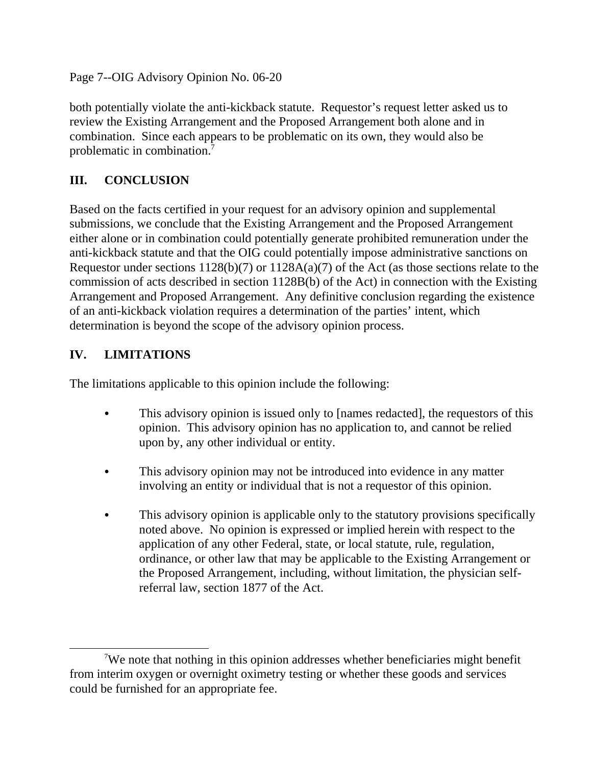both potentially violate the anti-kickback statute. Requestor's request letter asked us to review the Existing Arrangement and the Proposed Arrangement both alone and in combination. Since each appears to be problematic on its own, they would also be problematic in combination.[7]

## III. CONCLUSION

Based on the facts certified in your request for an advisory opinion and supplemental submissions, we conclude that the Existing Arrangement and the Proposed Arrangement either alone or in combination could potentially generate prohibited remuneration under the anti-kickback statute and that the OIG could potentially impose administrative sanctions on Requestor under sections 1128(b)(7) or 1128A(a)(7) of the Act (as those sections relate to the commission of acts described in section 1128B(b) of the Act) in connection with the Existing Arrangement and Proposed Arrangement. Any definitive conclusion regarding the existence of an anti-kickback violation requires a determination of the parties' intent, which determination is beyond the scope of the advisory opinion process.

## IV. LIMITATIONS

The limitations applicable to this opinion include the following:

- This advisory opinion is issued only to [names redacted], the requestors of this opinion. This advisory opinion has no application to, and cannot be relied upon by, any other individual or entity.

- This advisory opinion may not be introduced into evidence in any matter involving an entity or individual that is not a requestor of this opinion.

- This advisory opinion is applicable only to the statutory provisions specifically noted above. No opinion is expressed or implied herein with respect to the application of any other Federal, state, or local statute, rule, regulation, ordinance, or other law that may be applicable to the Existing Arrangement or the Proposed Arrangement, including, without limitation, the physician self-referral law, section 1877 of the Act.

---

[7] We note that nothing in this opinion addresses whether beneficiaries might benefit from interim oxygen or overnight oximetry testing or whether these goods and services could be furnished for an appropriate fee.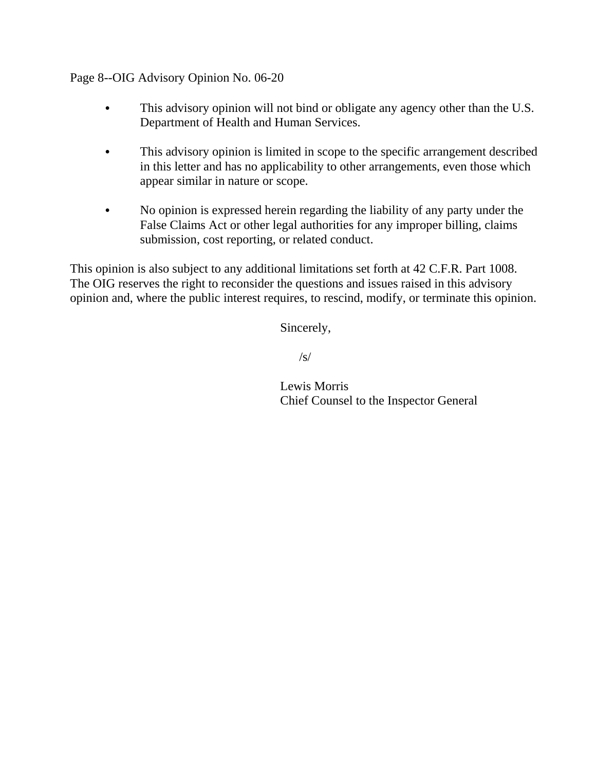- This advisory opinion will not bind or obligate any agency other than the U.S. Department of Health and Human Services.

- This advisory opinion is limited in scope to the specific arrangement described in this letter and has no applicability to other arrangements, even those which appear similar in nature or scope.

- No opinion is expressed herein regarding the liability of any party under the False Claims Act or other legal authorities for any improper billing, claims submission, cost reporting, or related conduct.

This opinion is also subject to any additional limitations set forth at 42 C.F.R. Part 1008. The OIG reserves the right to reconsider the questions and issues raised in this advisory opinion and, where the public interest requires, to rescind, modify, or terminate this opinion.

Sincerely,

/s/

Lewis Morris
Chief Counsel to the Inspector General